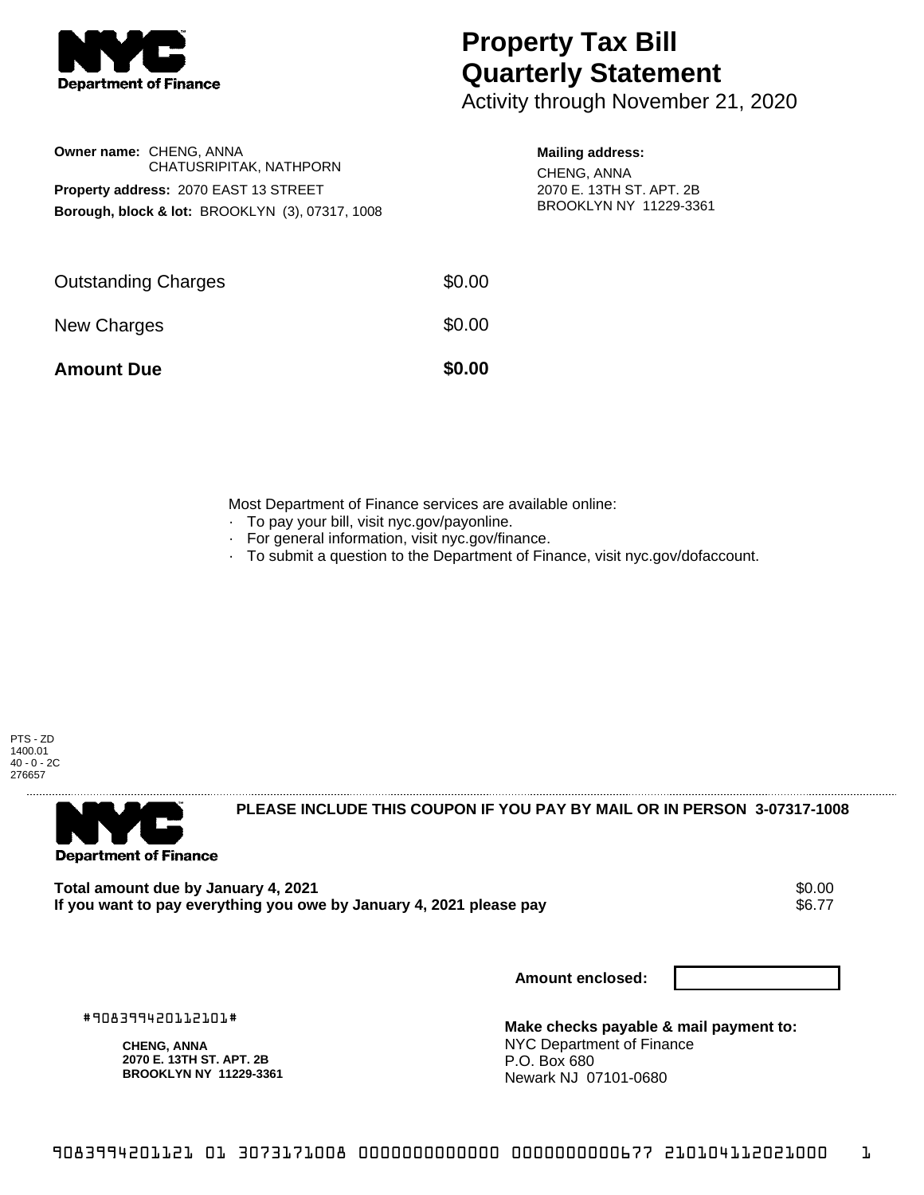# Property Tax Bill Quarterly Statement

Activity through November 21, 2020

**Owner name:** CHENG, ANNA
CHATUSRIPITAK, NATHPORN

**Property address:** 2070 EAST 13 STREET

**Borough, block & lot:** BROOKLYN (3), 07317, 1008

**Mailing address:**
CHENG, ANNA
2070 E. 13TH ST. APT. 2B
BROOKLYN NY 11229-3361

| | |
|---|---|
| Outstanding Charges | $0.00 |
| New Charges | $0.00 |
| **Amount Due** | **$0.00** |

Most Department of Finance services are available online:

- To pay your bill, visit nyc.gov/payonline.
- For general information, visit nyc.gov/finance.
- To submit a question to the Department of Finance, visit nyc.gov/dofaccount.

PTS - ZD
1400.01
40 - 0 - 2C
276657

**PLEASE INCLUDE THIS COUPON IF YOU PAY BY MAIL OR IN PERSON 3-07317-1008**

| | |
|---|---|
| **Total amount due by January 4, 2021** | $0.00 |
| **If you want to pay everything you owe by January 4, 2021 please pay** | $6.77 |

**Amount enclosed:**

#908399420112101#

**CHENG, ANNA**
**2070 E. 13TH ST. APT. 2B**
**BROOKLYN NY 11229-3361**

**Make checks payable & mail payment to:**
NYC Department of Finance
P.O. Box 680
Newark NJ 07101-0680

9083994201121 01 3073171008 0000000000000 0000000000677 210104112021000 1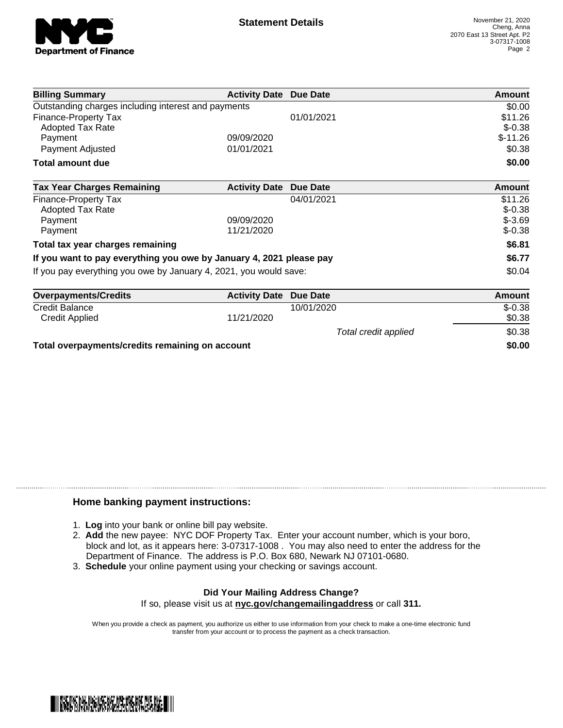**NYC Department of Finance**

## Statement Details

November 21, 2020
Cheng, Anna
2070 East 13 Street Apt. P2
3-07317-1008
Page 2

| Billing Summary | Activity Date | Due Date | Amount |
|---|---|---|---|
| Outstanding charges including interest and payments | | | $0.00 |
| Finance-Property Tax | | 01/01/2021 | $11.26 |
| Adopted Tax Rate | | | $-0.38 |
| Payment | 09/09/2020 | | $-11.26 |
| Payment Adjusted | 01/01/2021 | | $0.38 |
| **Total amount due** | | | **$0.00** |

| Tax Year Charges Remaining | Activity Date | Due Date | Amount |
|---|---|---|---|
| Finance-Property Tax | | 04/01/2021 | $11.26 |
| Adopted Tax Rate | | | $-0.38 |
| Payment | 09/09/2020 | | $-3.69 |
| Payment | 11/21/2020 | | $-0.38 |
| **Total tax year charges remaining** | | | **$6.81** |
| **If you want to pay everything you owe by January 4, 2021 please pay** | | | **$6.77** |
| If you pay everything you owe by January 4, 2021, you would save: | | | $0.04 |

| Overpayments/Credits | Activity Date | Due Date | Amount |
|---|---|---|---|
| Credit Balance | | 10/01/2020 | $-0.38 |
| Credit Applied | 11/21/2020 | | $0.38 |
| | | *Total credit applied* | $0.38 |
| **Total overpayments/credits remaining on account** | | | **$0.00** |

### Home banking payment instructions:

1. **Log** into your bank or online bill pay website.
2. **Add** the new payee: NYC DOF Property Tax. Enter your account number, which is your boro, block and lot, as it appears here: 3-07317-1008 . You may also need to enter the address for the Department of Finance. The address is P.O. Box 680, Newark NJ 07101-0680.
3. **Schedule** your online payment using your checking or savings account.

**Did Your Mailing Address Change?**

If so, please visit us at **nyc.gov/changemailingaddress** or call **311.**

When you provide a check as payment, you authorize us either to use information from your check to make a one-time electronic fund transfer from your account or to process the payment as a check transaction.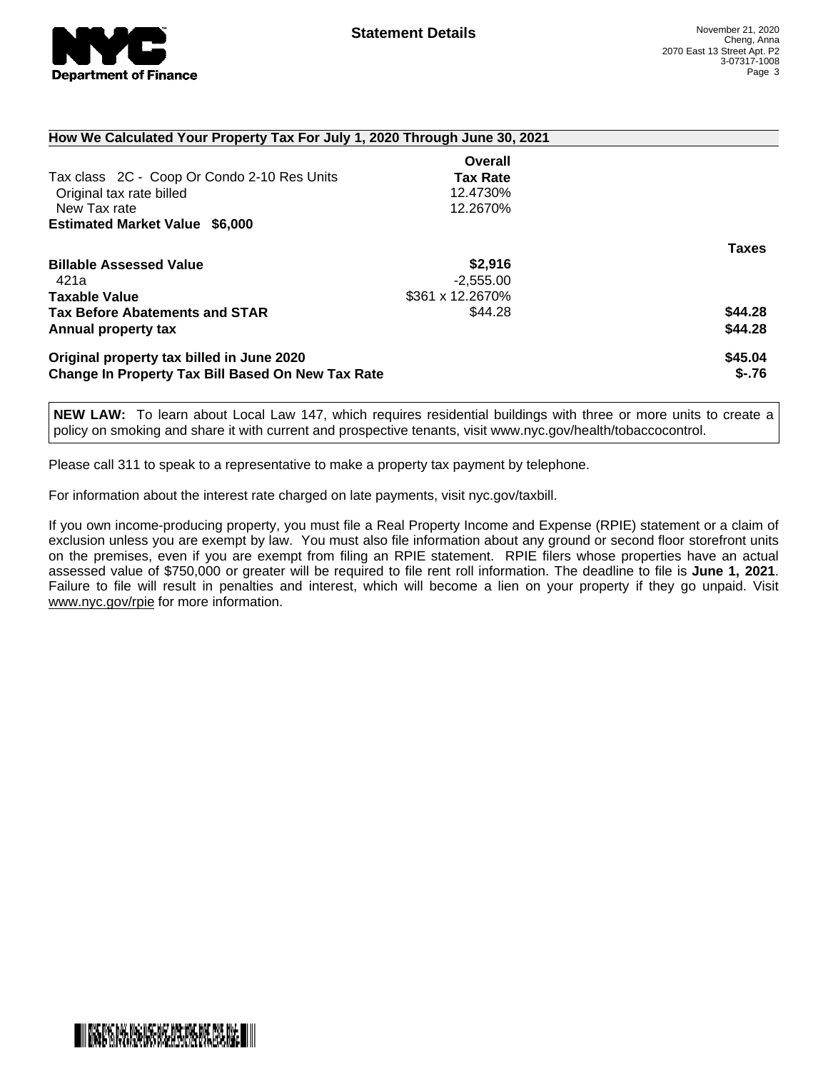## Statement Details

November 21, 2020
Cheng, Anna
2070 East 13 Street Apt. P2
3-07317-1008

### How We Calculated Your Property Tax For July 1, 2020 Through June 30, 2021

| | Overall Tax Rate | |
|---|---|---|
| Tax class 2C - Coop Or Condo 2-10 Res Units | | |
| Original tax rate billed | 12.4730% | |
| New Tax rate | 12.2670% | |
| **Estimated Market Value $6,000** | | |
| | | **Taxes** |
| **Billable Assessed Value** | **$2,916** | |
| 421a | -2,555.00 | |
| **Taxable Value** | $361 x 12.2670% | |
| **Tax Before Abatements and STAR** | $44.28 | **$44.28** |
| **Annual property tax** | | **$44.28** |
| **Original property tax billed in June 2020** | | **$45.04** |
| **Change In Property Tax Bill Based On New Tax Rate** | | **$-.76** |

**NEW LAW:** To learn about Local Law 147, which requires residential buildings with three or more units to create a policy on smoking and share it with current and prospective tenants, visit www.nyc.gov/health/tobaccocontrol.

Please call 311 to speak to a representative to make a property tax payment by telephone.

For information about the interest rate charged on late payments, visit nyc.gov/taxbill.

If you own income-producing property, you must file a Real Property Income and Expense (RPIE) statement or a claim of exclusion unless you are exempt by law. You must also file information about any ground or second floor storefront units on the premises, even if you are exempt from filing an RPIE statement. RPIE filers whose properties have an actual assessed value of $750,000 or greater will be required to file rent roll information. The deadline to file is **June 1, 2021**. Failure to file will result in penalties and interest, which will become a lien on your property if they go unpaid. Visit www.nyc.gov/rpie for more information.